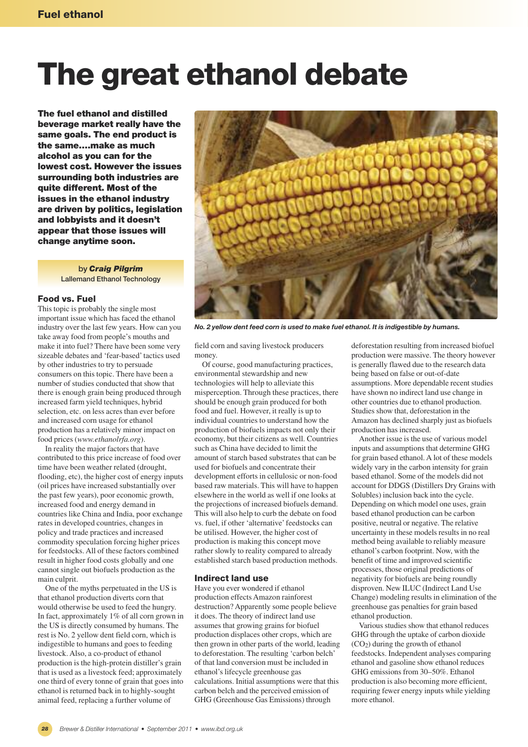# The great ethanol debate

**The fuel ethanol and distilled beverage market really have the same goals. The end product is the same....make as much alcohol as you can for the lowest cost. However the issues surrounding both industries are quite different. Most of the issues in the ethanol industry are driven by politics, legislation and lobbyists and it doesn't appear that those issues will change anytime soon.**

by ***Craig Pilgrim***
Lallemand Ethanol Technology

### Food vs. Fuel

This topic is probably the single most important issue which has faced the ethanol industry over the last few years. How can you take away food from people's mouths and make it into fuel? There have been some very sizeable debates and 'fear-based' tactics used by other industries to try to persuade consumers on this topic. There have been a number of studies conducted that show that there is enough grain being produced through increased farm yield techniques, hybrid selection, etc. on less acres than ever before and increased corn usage for ethanol production has a relatively minor impact on food prices (*www.ethanolrfa.org*).

In reality the major factors that have contributed to this price increase of food over time have been weather related (drought, flooding, etc), the higher cost of energy inputs (oil prices have increased substantially over the past few years), poor economic growth, increased food and energy demand in countries like China and India, poor exchange rates in developed countries, changes in policy and trade practices and increased commodity speculation forcing higher prices for feedstocks. All of these factors combined result in higher food costs globally and one cannot single out biofuels production as the main culprit.

One of the myths perpetuated in the US is that ethanol production diverts corn that would otherwise be used to feed the hungry. In fact, approximately 1% of all corn grown in the US is directly consumed by humans. The rest is No. 2 yellow dent field corn, which is indigestible to humans and goes to feeding livestock. Also, a co-product of ethanol production is the high-protein distiller's grain that is used as a livestock feed; approximately one third of every tonne of grain that goes into ethanol is returned back in to highly-sought animal feed, replacing a further volume of field corn and saving livestock producers money.

*No. 2 yellow dent feed corn is used to make fuel ethanol. It is indigestible by humans.*

Of course, good manufacturing practices, environmental stewardship and new technologies will help to alleviate this misperception. Through these practices, there should be enough grain produced for both food and fuel. However, it really is up to individual countries to understand how the production of biofuels impacts not only their economy, but their citizens as well. Countries such as China have decided to limit the amount of starch based substrates that can be used for biofuels and concentrate their development efforts in cellulosic or non-food based raw materials. This will have to happen elsewhere in the world as well if one looks at the projections of increased biofuels demand. This will also help to curb the debate on food vs. fuel, if other 'alternative' feedstocks can be utilised. However, the higher cost of production is making this concept move rather slowly to reality compared to already established starch based production methods.

### Indirect land use

Have you ever wondered if ethanol production effects Amazon rainforest destruction? Apparently some people believe it does. The theory of indirect land use assumes that growing grains for biofuel production displaces other crops, which are then grown in other parts of the world, leading to deforestation. The resulting 'carbon belch' of that land conversion must be included in ethanol's lifecycle greenhouse gas calculations. Initial assumptions were that this carbon belch and the perceived emission of GHG (Greenhouse Gas Emissions) through deforestation resulting from increased biofuel production were massive. The theory however is generally flawed due to the research data being based on false or out-of-date assumptions. More dependable recent studies have shown no indirect land use change in other countries due to ethanol production. Studies show that, deforestation in the Amazon has declined sharply just as biofuels production has increased.

Another issue is the use of various model inputs and assumptions that determine GHG for grain based ethanol. A lot of these models widely vary in the carbon intensity for grain based ethanol. Some of the models did not account for DDGS (Distillers Dry Grains with Solubles) inclusion back into the cycle. Depending on which model one uses, grain based ethanol production can be carbon positive, neutral or negative. The relative uncertainty in these models results in no real method being available to reliably measure ethanol's carbon footprint. Now, with the benefit of time and improved scientific processes, those original predictions of negativity for biofuels are being roundly disproven. New ILUC (Indirect Land Use Change) modeling results in elimination of the greenhouse gas penalties for grain based ethanol production.

Various studies show that ethanol reduces GHG through the uptake of carbon dioxide ($CO_2$) during the growth of ethanol feedstocks. Independent analyses comparing ethanol and gasoline show ethanol reduces GHG emissions from 30–50%. Ethanol production is also becoming more efficient, requiring fewer energy inputs while yielding more ethanol.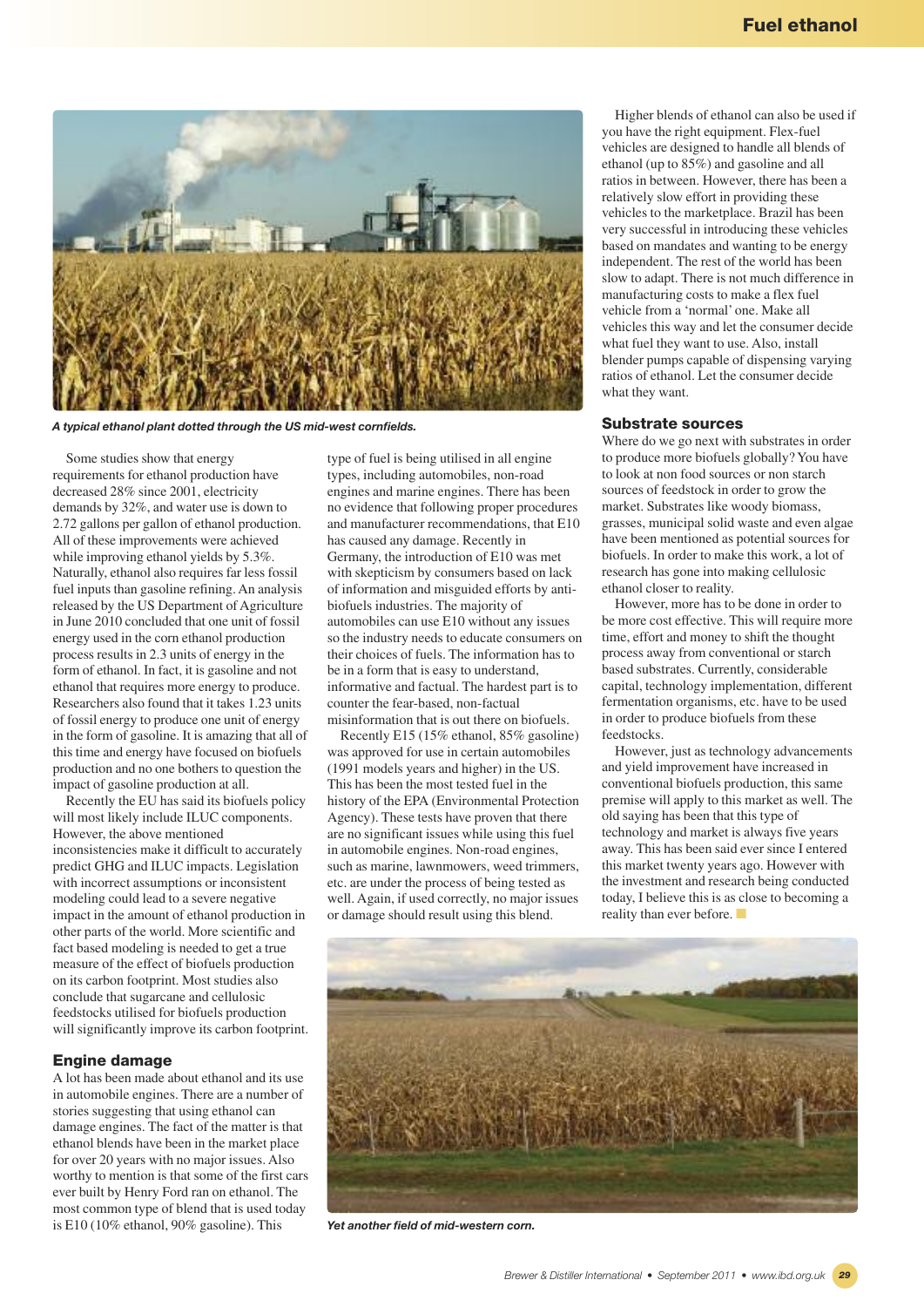*A typical ethanol plant dotted through the US mid-west cornfields.*

Some studies show that energy requirements for ethanol production have decreased 28% since 2001, electricity demands by 32%, and water use is down to 2.72 gallons per gallon of ethanol production. All of these improvements were achieved while improving ethanol yields by 5.3%. Naturally, ethanol also requires far less fossil fuel inputs than gasoline refining. An analysis released by the US Department of Agriculture in June 2010 concluded that one unit of fossil energy used in the corn ethanol production process results in 2.3 units of energy in the form of ethanol. In fact, it is gasoline and not ethanol that requires more energy to produce. Researchers also found that it takes 1.23 units of fossil energy to produce one unit of energy in the form of gasoline. It is amazing that all of this time and energy have focused on biofuels production and no one bothers to question the impact of gasoline production at all.

Recently the EU has said its biofuels policy will most likely include ILUC components. However, the above mentioned inconsistencies make it difficult to accurately predict GHG and ILUC impacts. Legislation with incorrect assumptions or inconsistent modeling could lead to a severe negative impact in the amount of ethanol production in other parts of the world. More scientific and fact based modeling is needed to get a true measure of the effect of biofuels production on its carbon footprint. Most studies also conclude that sugarcane and cellulosic feedstocks utilised for biofuels production will significantly improve its carbon footprint.

## Engine damage

A lot has been made about ethanol and its use in automobile engines. There are a number of stories suggesting that using ethanol can damage engines. The fact of the matter is that ethanol blends have been in the market place for over 20 years with no major issues. Also worthy to mention is that some of the first cars ever built by Henry Ford ran on ethanol. The most common type of blend that is used today is E10 (10% ethanol, 90% gasoline). This type of fuel is being utilised in all engine types, including automobiles, non-road engines and marine engines. There has been no evidence that following proper procedures and manufacturer recommendations, that E10 has caused any damage. Recently in Germany, the introduction of E10 was met with skepticism by consumers based on lack of information and misguided efforts by anti-biofuels industries. The majority of automobiles can use E10 without any issues so the industry needs to educate consumers on their choices of fuels. The information has to be in a form that is easy to understand, informative and factual. The hardest part is to counter the fear-based, non-factual misinformation that is out there on biofuels.

Recently E15 (15% ethanol, 85% gasoline) was approved for use in certain automobiles (1991 models years and higher) in the US. This has been the most tested fuel in the history of the EPA (Environmental Protection Agency). These tests have proven that there are no significant issues while using this fuel in automobile engines. Non-road engines, such as marine, lawnmowers, weed trimmers, etc. are under the process of being tested as well. Again, if used correctly, no major issues or damage should result using this blend.

Higher blends of ethanol can also be used if you have the right equipment. Flex-fuel vehicles are designed to handle all blends of ethanol (up to 85%) and gasoline and all ratios in between. However, there has been a relatively slow effort in providing these vehicles to the marketplace. Brazil has been very successful in introducing these vehicles based on mandates and wanting to be energy independent. The rest of the world has been slow to adapt. There is not much difference in manufacturing costs to make a flex fuel vehicle from a 'normal' one. Make all vehicles this way and let the consumer decide what fuel they want to use. Also, install blender pumps capable of dispensing varying ratios of ethanol. Let the consumer decide what they want.

## Substrate sources

Where do we go next with substrates in order to produce more biofuels globally? You have to look at non food sources or non starch sources of feedstock in order to grow the market. Substrates like woody biomass, grasses, municipal solid waste and even algae have been mentioned as potential sources for biofuels. In order to make this work, a lot of research has gone into making cellulosic ethanol closer to reality.

However, more has to be done in order to be more cost effective. This will require more time, effort and money to shift the thought process away from conventional or starch based substrates. Currently, considerable capital, technology implementation, different fermentation organisms, etc. have to be used in order to produce biofuels from these feedstocks.

However, just as technology advancements and yield improvement have increased in conventional biofuels production, this same premise will apply to this market as well. The old saying has been that this type of technology and market is always five years away. This has been said ever since I entered this market twenty years ago. However with the investment and research being conducted today, I believe this is as close to becoming a reality than ever before.

*Yet another field of mid-western corn.*